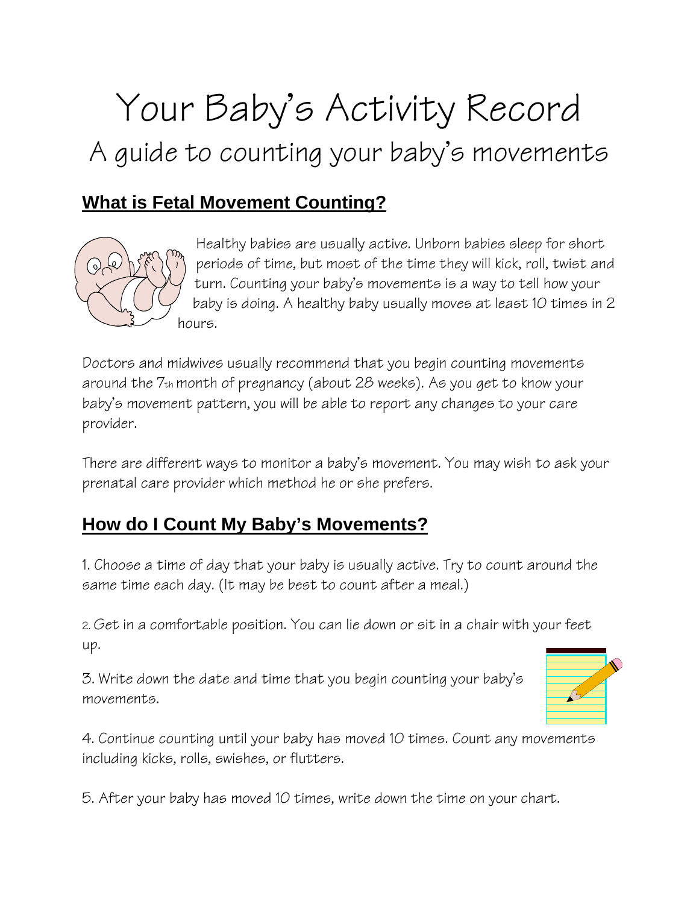# Your Baby's Activity Record

## A guide to counting your baby's movements

## What is Fetal Movement Counting?

Healthy babies are usually active. Unborn babies sleep for short periods of time, but most of the time they will kick, roll, twist and turn. Counting your baby's movements is a way to tell how your baby is doing. A healthy baby usually moves at least 10 times in 2 hours.

Doctors and midwives usually recommend that you begin counting movements around the 7th month of pregnancy (about 28 weeks). As you get to know your baby's movement pattern, you will be able to report any changes to your care provider.

There are different ways to monitor a baby's movement. You may wish to ask your prenatal care provider which method he or she prefers.

## How do I Count My Baby's Movements?

1. Choose a time of day that your baby is usually active. Try to count around the same time each day. (It may be best to count after a meal.)

2. Get in a comfortable position. You can lie down or sit in a chair with your feet up.

3. Write down the date and time that you begin counting your baby's movements.

4. Continue counting until your baby has moved 10 times. Count any movements including kicks, rolls, swishes, or flutters.

5. After your baby has moved 10 times, write down the time on your chart.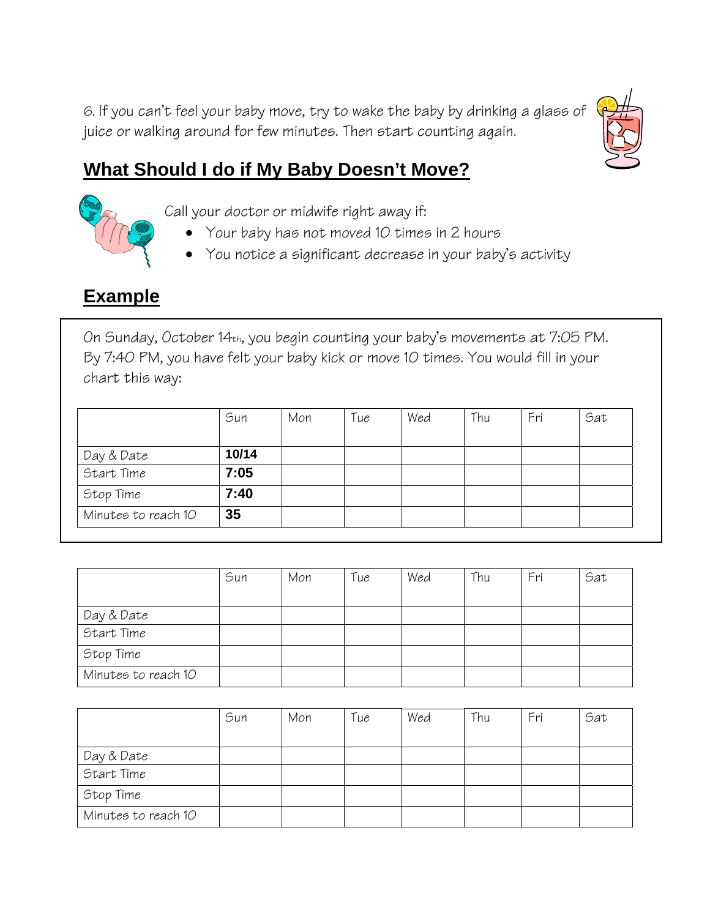6. If you can't feel your baby move, try to wake the baby by drinking a glass of juice or walking around for few minutes. Then start counting again.

## What Should I do if My Baby Doesn't Move?

Call your doctor or midwife right away if:

- Your baby has not moved 10 times in 2 hours
- You notice a significant decrease in your baby's activity

## Example

On Sunday, October 14th, you begin counting your baby's movements at 7:05 PM. By 7:40 PM, you have felt your baby kick or move 10 times. You would fill in your chart this way:

| | Sun | Mon | Tue | Wed | Thu | Fri | Sat |
|---|---|---|---|---|---|---|---|
| Day & Date | **10/14** | | | | | | |
| Start Time | **7:05** | | | | | | |
| Stop Time | **7:40** | | | | | | |
| Minutes to reach 10 | **35** | | | | | | |

| | Sun | Mon | Tue | Wed | Thu | Fri | Sat |
|---|---|---|---|---|---|---|---|
| Day & Date | | | | | | | |
| Start Time | | | | | | | |
| Stop Time | | | | | | | |
| Minutes to reach 10 | | | | | | | |

| | Sun | Mon | Tue | Wed | Thu | Fri | Sat |
|---|---|---|---|---|---|---|---|
| Day & Date | | | | | | | |
| Start Time | | | | | | | |
| Stop Time | | | | | | | |
| Minutes to reach 10 | | | | | | | |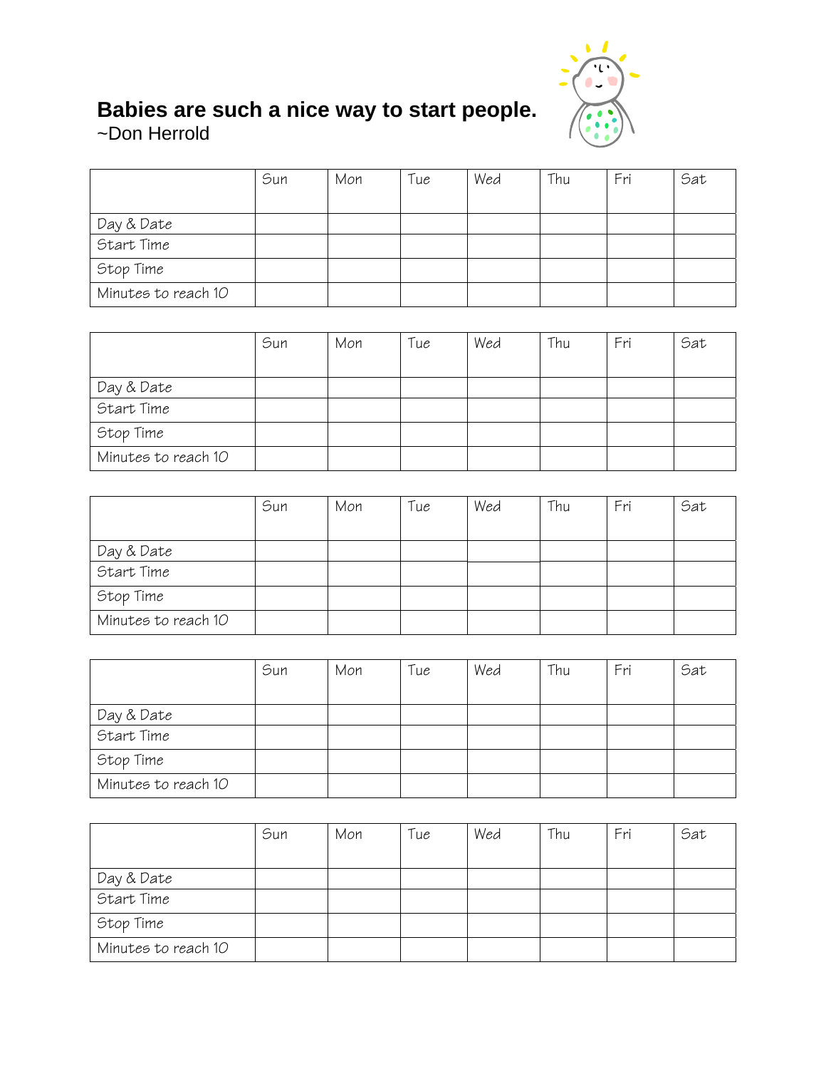**Babies are such a nice way to start people.**
~Don Herrold

| | Sun | Mon | Tue | Wed | Thu | Fri | Sat |
|---|---|---|---|---|---|---|---|
| Day & Date | | | | | | | |
| Start Time | | | | | | | |
| Stop Time | | | | | | | |
| Minutes to reach 10 | | | | | | | |

| | Sun | Mon | Tue | Wed | Thu | Fri | Sat |
|---|---|---|---|---|---|---|---|
| Day & Date | | | | | | | |
| Start Time | | | | | | | |
| Stop Time | | | | | | | |
| Minutes to reach 10 | | | | | | | |

| | Sun | Mon | Tue | Wed | Thu | Fri | Sat |
|---|---|---|---|---|---|---|---|
| Day & Date | | | | | | | |
| Start Time | | | | | | | |
| Stop Time | | | | | | | |
| Minutes to reach 10 | | | | | | | |

| | Sun | Mon | Tue | Wed | Thu | Fri | Sat |
|---|---|---|---|---|---|---|---|
| Day & Date | | | | | | | |
| Start Time | | | | | | | |
| Stop Time | | | | | | | |
| Minutes to reach 10 | | | | | | | |

| | Sun | Mon | Tue | Wed | Thu | Fri | Sat |
|---|---|---|---|---|---|---|---|
| Day & Date | | | | | | | |
| Start Time | | | | | | | |
| Stop Time | | | | | | | |
| Minutes to reach 10 | | | | | | | |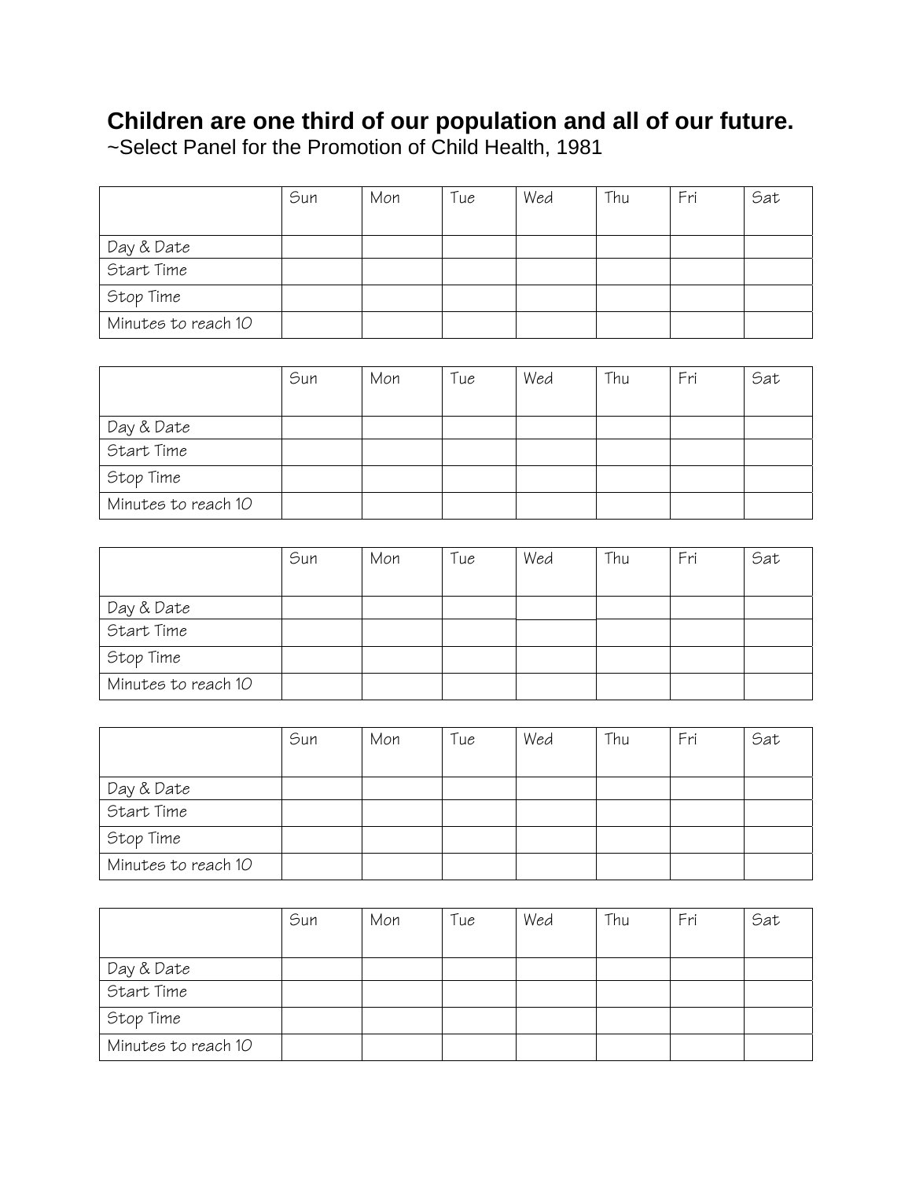**Children are one third of our population and all of our future.**

~Select Panel for the Promotion of Child Health, 1981

| | Sun | Mon | Tue | Wed | Thu | Fri | Sat |
|---|---|---|---|---|---|---|---|
| Day & Date | | | | | | | |
| Start Time | | | | | | | |
| Stop Time | | | | | | | |
| Minutes to reach 10 | | | | | | | |

| | Sun | Mon | Tue | Wed | Thu | Fri | Sat |
|---|---|---|---|---|---|---|---|
| Day & Date | | | | | | | |
| Start Time | | | | | | | |
| Stop Time | | | | | | | |
| Minutes to reach 10 | | | | | | | |

| | Sun | Mon | Tue | Wed | Thu | Fri | Sat |
|---|---|---|---|---|---|---|---|
| Day & Date | | | | | | | |
| Start Time | | | | | | | |
| Stop Time | | | | | | | |
| Minutes to reach 10 | | | | | | | |

| | Sun | Mon | Tue | Wed | Thu | Fri | Sat |
|---|---|---|---|---|---|---|---|
| Day & Date | | | | | | | |
| Start Time | | | | | | | |
| Stop Time | | | | | | | |
| Minutes to reach 10 | | | | | | | |

| | Sun | Mon | Tue | Wed | Thu | Fri | Sat |
|---|---|---|---|---|---|---|---|
| Day & Date | | | | | | | |
| Start Time | | | | | | | |
| Stop Time | | | | | | | |
| Minutes to reach 10 | | | | | | | |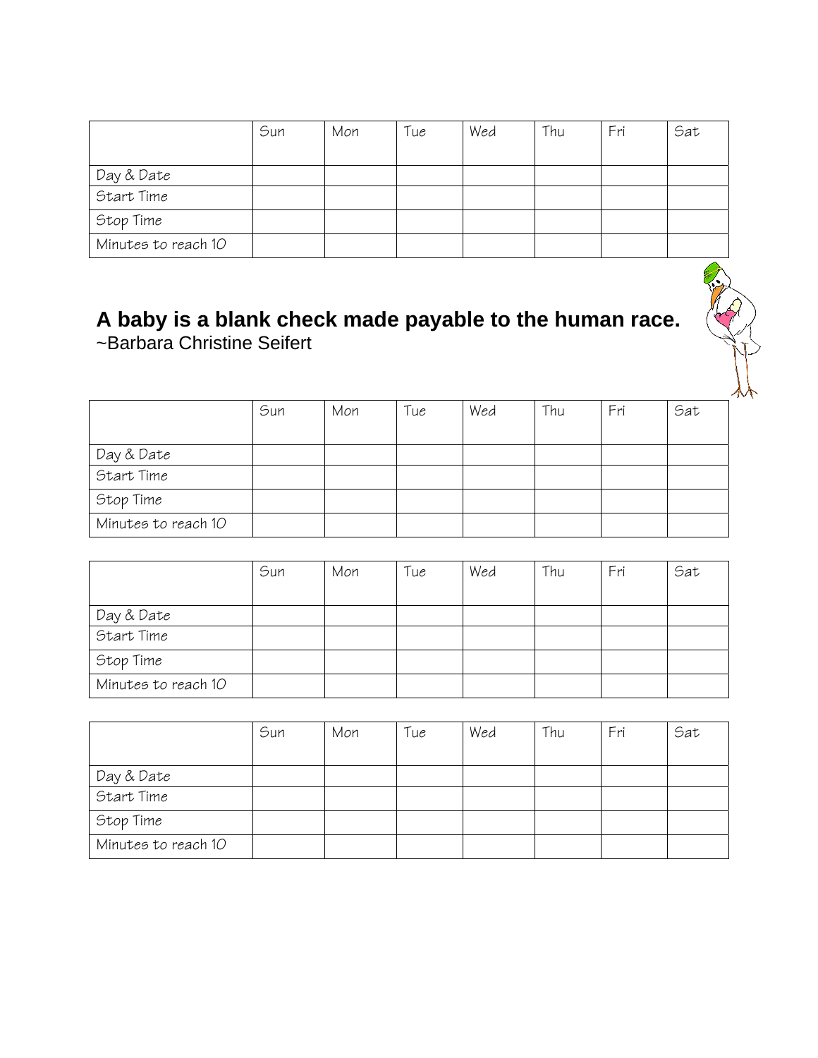| | Sun | Mon | Tue | Wed | Thu | Fri | Sat |
|---|---|---|---|---|---|---|---|
| Day & Date | | | | | | | |
| Start Time | | | | | | | |
| Stop Time | | | | | | | |
| Minutes to reach 10 | | | | | | | |

**A baby is a blank check made payable to the human race.**
~Barbara Christine Seifert

| | Sun | Mon | Tue | Wed | Thu | Fri | Sat |
|---|---|---|---|---|---|---|---|
| Day & Date | | | | | | | |
| Start Time | | | | | | | |
| Stop Time | | | | | | | |
| Minutes to reach 10 | | | | | | | |

| | Sun | Mon | Tue | Wed | Thu | Fri | Sat |
|---|---|---|---|---|---|---|---|
| Day & Date | | | | | | | |
| Start Time | | | | | | | |
| Stop Time | | | | | | | |
| Minutes to reach 10 | | | | | | | |

| | Sun | Mon | Tue | Wed | Thu | Fri | Sat |
|---|---|---|---|---|---|---|---|
| Day & Date | | | | | | | |
| Start Time | | | | | | | |
| Stop Time | | | | | | | |
| Minutes to reach 10 | | | | | | | |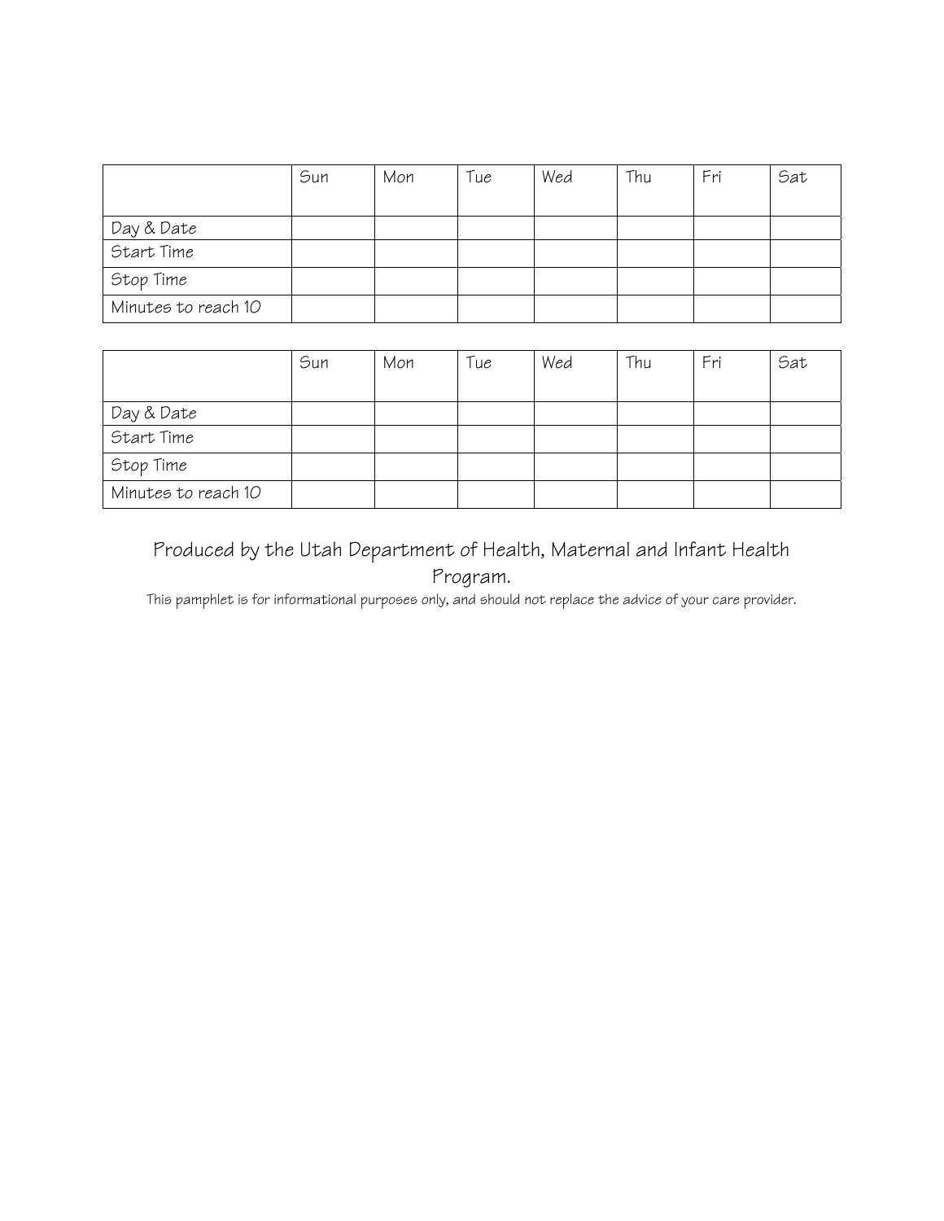| | Sun | Mon | Tue | Wed | Thu | Fri | Sat |
|---|---|---|---|---|---|---|---|
| Day & Date | | | | | | | |
| Start Time | | | | | | | |
| Stop Time | | | | | | | |
| Minutes to reach 10 | | | | | | | |

| | Sun | Mon | Tue | Wed | Thu | Fri | Sat |
|---|---|---|---|---|---|---|---|
| Day & Date | | | | | | | |
| Start Time | | | | | | | |
| Stop Time | | | | | | | |
| Minutes to reach 10 | | | | | | | |

Produced by the Utah Department of Health, Maternal and Infant Health Program.

This pamphlet is for informational purposes only, and should not replace the advice of your care provider.